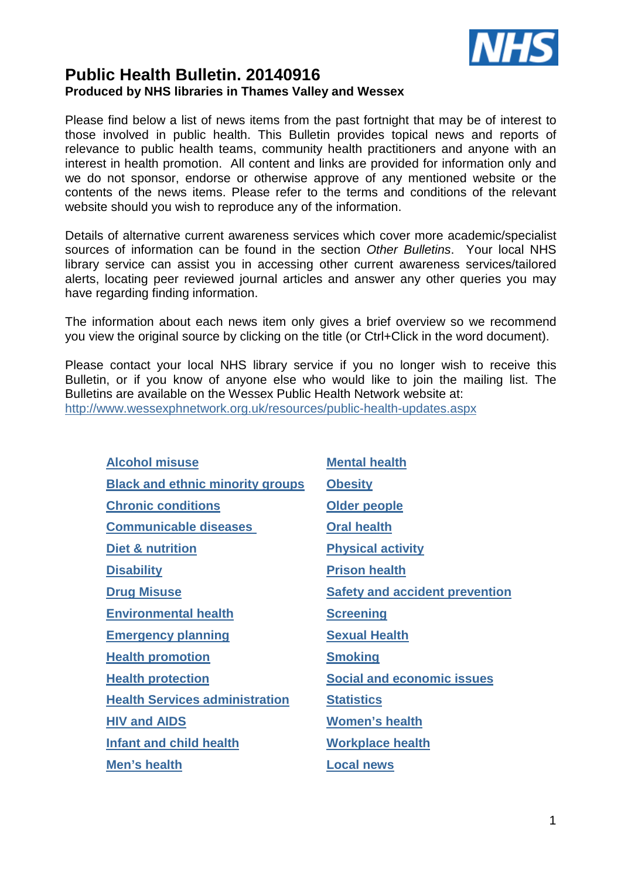# Public Health Bulletin. 20140916

**Produced by NHS libraries in Thames Valley and Wessex**

Please find below a list of news items from the past fortnight that may be of interest to those involved in public health. This Bulletin provides topical news and reports of relevance to public health teams, community health practitioners and anyone with an interest in health promotion. All content and links are provided for information only and we do not sponsor, endorse or otherwise approve of any mentioned website or the contents of the news items. Please refer to the terms and conditions of the relevant website should you wish to reproduce any of the information.

Details of alternative current awareness services which cover more academic/specialist sources of information can be found in the section *Other Bulletins*. Your local NHS library service can assist you in accessing other current awareness services/tailored alerts, locating peer reviewed journal articles and answer any other queries you may have regarding finding information.

The information about each news item only gives a brief overview so we recommend you view the original source by clicking on the title (or Ctrl+Click in the word document).

Please contact your local NHS library service if you no longer wish to receive this Bulletin, or if you know of anyone else who would like to join the mailing list. The Bulletins are available on the Wessex Public Health Network website at: http://www.wessexphnetwork.org.uk/resources/public-health-updates.aspx

- **Alcohol misuse**
- **Black and ethnic minority groups**
- **Chronic conditions**
- **Communicable diseases**
- **Diet & nutrition**
- **Disability**
- **Drug Misuse**
- **Environmental health**
- **Emergency planning**
- **Health promotion**
- **Health protection**
- **Health Services administration**
- **HIV and AIDS**
- **Infant and child health**
- **Men's health**
- **Mental health**
- **Obesity**
- **Older people**
- **Oral health**
- **Physical activity**
- **Prison health**
- **Safety and accident prevention**
- **Screening**
- **Sexual Health**
- **Smoking**
- **Social and economic issues**
- **Statistics**
- **Women's health**
- **Workplace health**
- **Local news**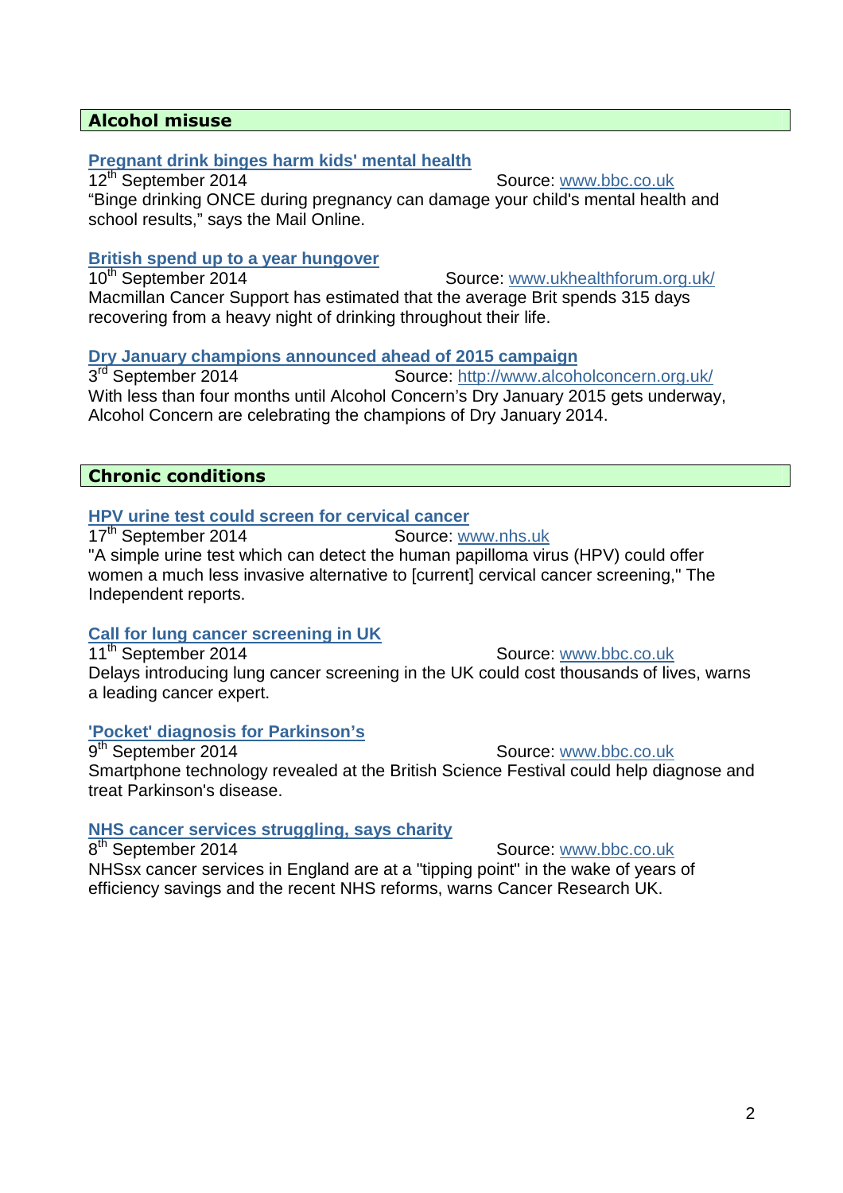## Alcohol misuse

**Pregnant drink binges harm kids' mental health**
12th September 2014 Source: www.bbc.co.uk
"Binge drinking ONCE during pregnancy can damage your child's mental health and school results," says the Mail Online.

**British spend up to a year hungover**
10th September 2014 Source: www.ukhealthforum.org.uk/
Macmillan Cancer Support has estimated that the average Brit spends 315 days recovering from a heavy night of drinking throughout their life.

**Dry January champions announced ahead of 2015 campaign**
3rd September 2014 Source: http://www.alcoholconcern.org.uk/
With less than four months until Alcohol Concern's Dry January 2015 gets underway, Alcohol Concern are celebrating the champions of Dry January 2014.

## Chronic conditions

**HPV urine test could screen for cervical cancer**
17th September 2014 Source: www.nhs.uk
"A simple urine test which can detect the human papilloma virus (HPV) could offer women a much less invasive alternative to [current] cervical cancer screening," The Independent reports.

**Call for lung cancer screening in UK**
11th September 2014 Source: www.bbc.co.uk
Delays introducing lung cancer screening in the UK could cost thousands of lives, warns a leading cancer expert.

**'Pocket' diagnosis for Parkinson's**
9th September 2014 Source: www.bbc.co.uk
Smartphone technology revealed at the British Science Festival could help diagnose and treat Parkinson's disease.

**NHS cancer services struggling, says charity**
8th September 2014 Source: www.bbc.co.uk
NHSsx cancer services in England are at a "tipping point" in the wake of years of efficiency savings and the recent NHS reforms, warns Cancer Research UK.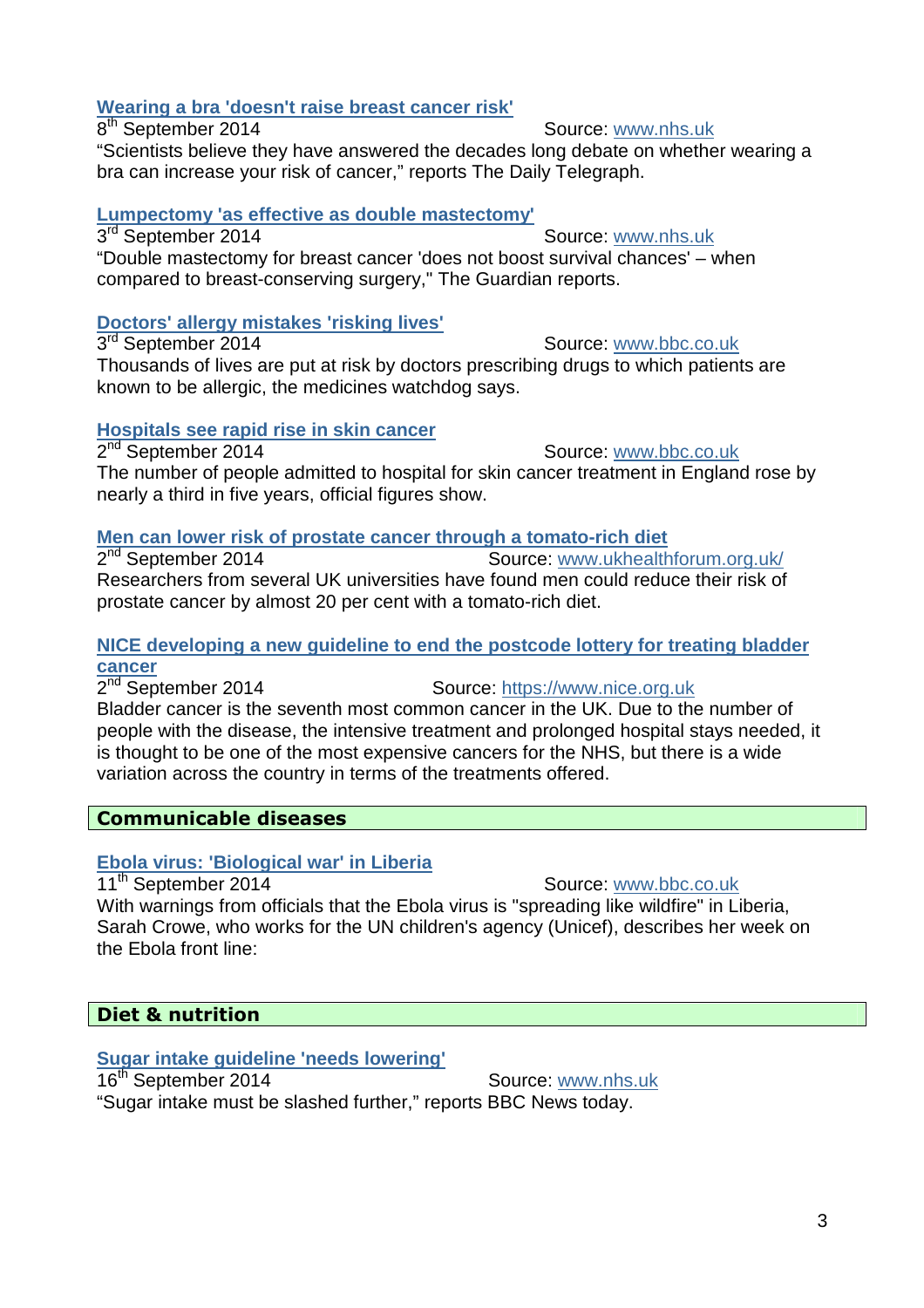**Wearing a bra 'doesn't raise breast cancer risk'**

8th September 2014 Source: www.nhs.uk

"Scientists believe they have answered the decades long debate on whether wearing a bra can increase your risk of cancer," reports The Daily Telegraph.

**Lumpectomy 'as effective as double mastectomy'**

3rd September 2014 Source: www.nhs.uk

"Double mastectomy for breast cancer 'does not boost survival chances' – when compared to breast-conserving surgery," The Guardian reports.

**Doctors' allergy mistakes 'risking lives'**

3rd September 2014 Source: www.bbc.co.uk

Thousands of lives are put at risk by doctors prescribing drugs to which patients are known to be allergic, the medicines watchdog says.

**Hospitals see rapid rise in skin cancer**

2nd September 2014 Source: www.bbc.co.uk

The number of people admitted to hospital for skin cancer treatment in England rose by nearly a third in five years, official figures show.

**Men can lower risk of prostate cancer through a tomato-rich diet**

2nd September 2014 Source: www.ukhealthforum.org.uk/

Researchers from several UK universities have found men could reduce their risk of prostate cancer by almost 20 per cent with a tomato-rich diet.

**NICE developing a new guideline to end the postcode lottery for treating bladder cancer**

2nd September 2014 Source: https://www.nice.org.uk

Bladder cancer is the seventh most common cancer in the UK. Due to the number of people with the disease, the intensive treatment and prolonged hospital stays needed, it is thought to be one of the most expensive cancers for the NHS, but there is a wide variation across the country in terms of the treatments offered.

## Communicable diseases

**Ebola virus: 'Biological war' in Liberia**

11th September 2014 Source: www.bbc.co.uk

With warnings from officials that the Ebola virus is "spreading like wildfire" in Liberia, Sarah Crowe, who works for the UN children's agency (Unicef), describes her week on the Ebola front line:

## Diet & nutrition

**Sugar intake guideline 'needs lowering'**

16th September 2014 Source: www.nhs.uk

"Sugar intake must be slashed further," reports BBC News today.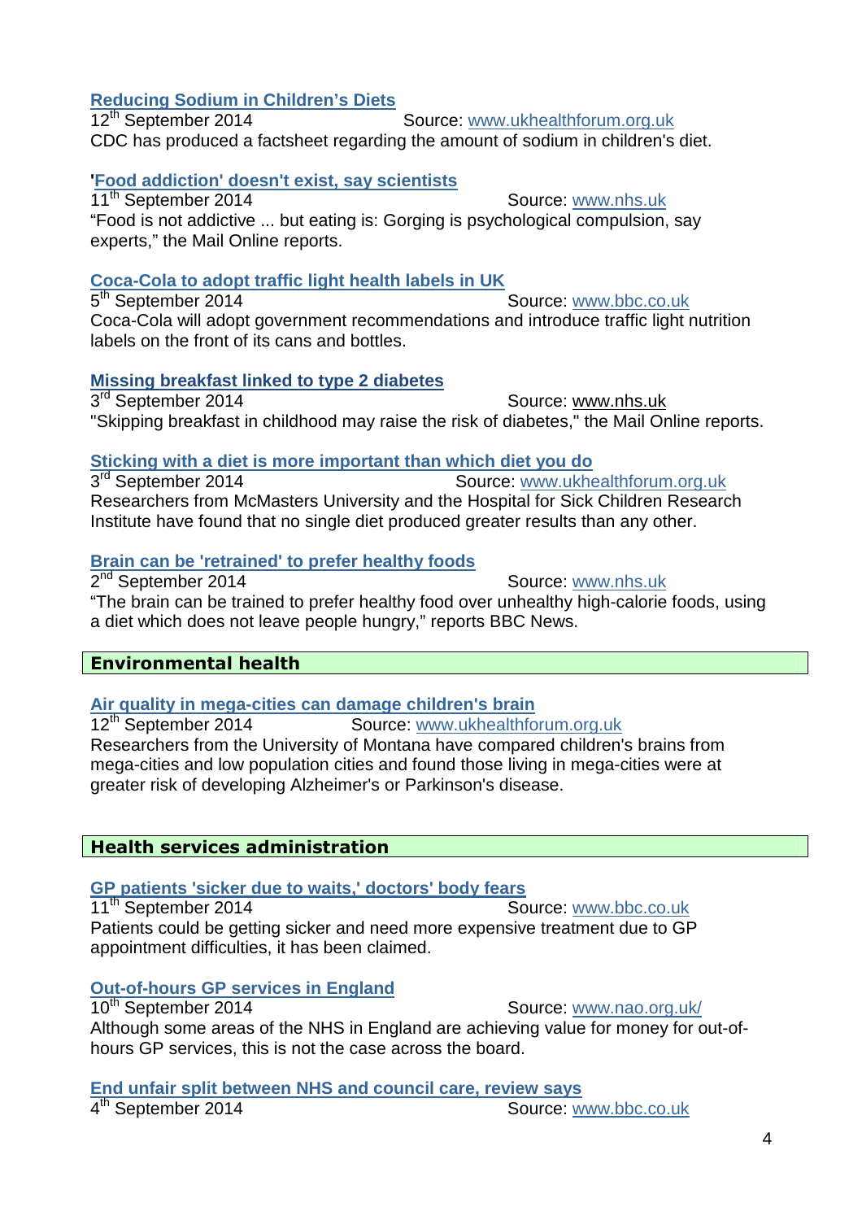**Reducing Sodium in Children's Diets**

12th September 2014 Source: www.ukhealthforum.org.uk

CDC has produced a factsheet regarding the amount of sodium in children's diet.

**'Food addiction' doesn't exist, say scientists**

11th September 2014 Source: www.nhs.uk

"Food is not addictive ... but eating is: Gorging is psychological compulsion, say experts," the Mail Online reports.

**Coca-Cola to adopt traffic light health labels in UK**

5th September 2014 Source: www.bbc.co.uk

Coca-Cola will adopt government recommendations and introduce traffic light nutrition labels on the front of its cans and bottles.

**Missing breakfast linked to type 2 diabetes**

3rd September 2014 Source: www.nhs.uk

"Skipping breakfast in childhood may raise the risk of diabetes," the Mail Online reports.

**Sticking with a diet is more important than which diet you do**

3rd September 2014 Source: www.ukhealthforum.org.uk

Researchers from McMasters University and the Hospital for Sick Children Research Institute have found that no single diet produced greater results than any other.

**Brain can be 'retrained' to prefer healthy foods**

2nd September 2014 Source: www.nhs.uk

"The brain can be trained to prefer healthy food over unhealthy high-calorie foods, using a diet which does not leave people hungry," reports BBC News.

## Environmental health

**Air quality in mega-cities can damage children's brain**

12th September 2014 Source: www.ukhealthforum.org.uk

Researchers from the University of Montana have compared children's brains from mega-cities and low population cities and found those living in mega-cities were at greater risk of developing Alzheimer's or Parkinson's disease.

## Health services administration

**GP patients 'sicker due to waits,' doctors' body fears**

11th September 2014 Source: www.bbc.co.uk

Patients could be getting sicker and need more expensive treatment due to GP appointment difficulties, it has been claimed.

**Out-of-hours GP services in England**

10th September 2014 Source: www.nao.org.uk/

Although some areas of the NHS in England are achieving value for money for out-of-hours GP services, this is not the case across the board.

**End unfair split between NHS and council care, review says**

4th September 2014 Source: www.bbc.co.uk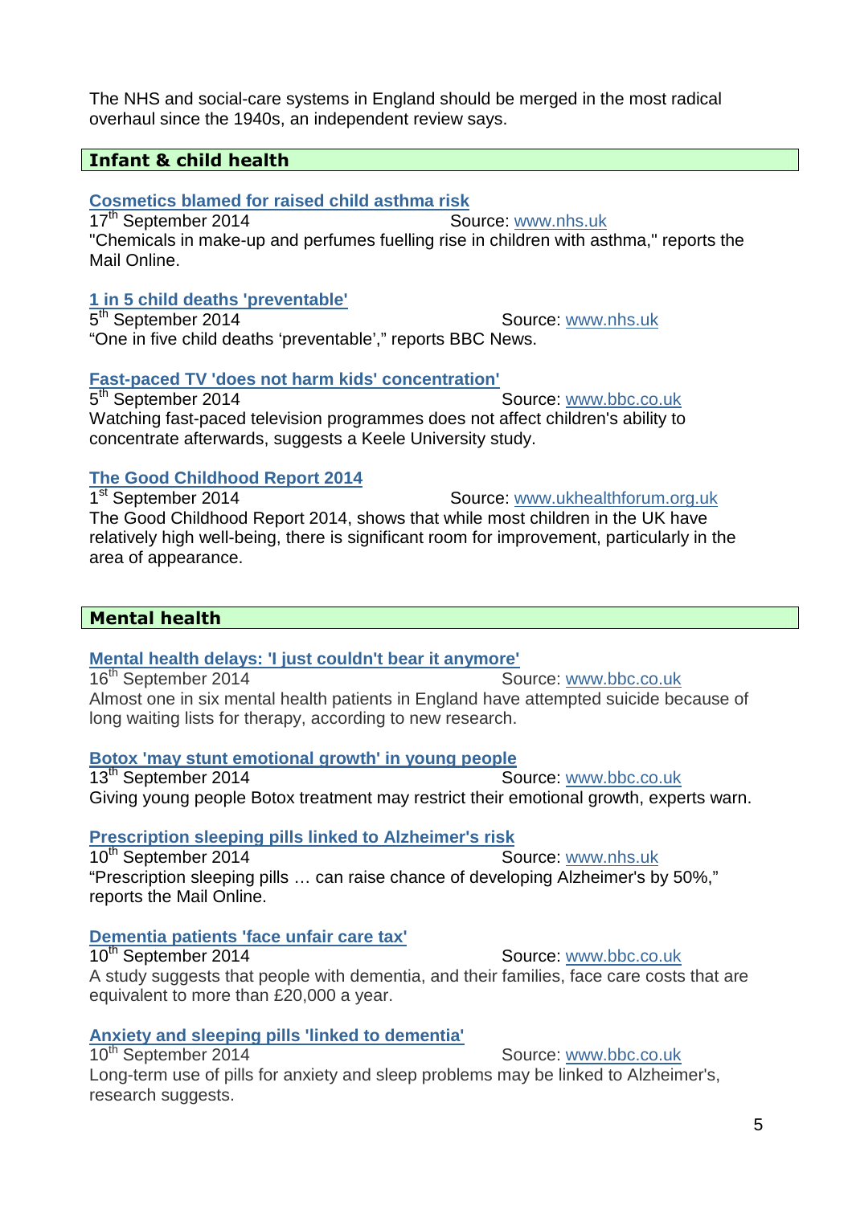The NHS and social-care systems in England should be merged in the most radical overhaul since the 1940s, an independent review says.

## Infant & child health

**Cosmetics blamed for raised child asthma risk**

17th September 2014 Source: www.nhs.uk

"Chemicals in make-up and perfumes fuelling rise in children with asthma," reports the Mail Online.

**1 in 5 child deaths 'preventable'**

5th September 2014 Source: www.nhs.uk

"One in five child deaths 'preventable'," reports BBC News.

**Fast-paced TV 'does not harm kids' concentration'**

5th September 2014 Source: www.bbc.co.uk

Watching fast-paced television programmes does not affect children's ability to concentrate afterwards, suggests a Keele University study.

**The Good Childhood Report 2014**

1st September 2014 Source: www.ukhealthforum.org.uk

The Good Childhood Report 2014, shows that while most children in the UK have relatively high well-being, there is significant room for improvement, particularly in the area of appearance.

## Mental health

**Mental health delays: 'I just couldn't bear it anymore'**

16th September 2014 Source: www.bbc.co.uk

Almost one in six mental health patients in England have attempted suicide because of long waiting lists for therapy, according to new research.

**Botox 'may stunt emotional growth' in young people**

13th September 2014 Source: www.bbc.co.uk

Giving young people Botox treatment may restrict their emotional growth, experts warn.

**Prescription sleeping pills linked to Alzheimer's risk**

10th September 2014 Source: www.nhs.uk

"Prescription sleeping pills … can raise chance of developing Alzheimer's by 50%," reports the Mail Online.

**Dementia patients 'face unfair care tax'**

10th September 2014 Source: www.bbc.co.uk

A study suggests that people with dementia, and their families, face care costs that are equivalent to more than £20,000 a year.

**Anxiety and sleeping pills 'linked to dementia'**

10th September 2014 Source: www.bbc.co.uk

Long-term use of pills for anxiety and sleep problems may be linked to Alzheimer's, research suggests.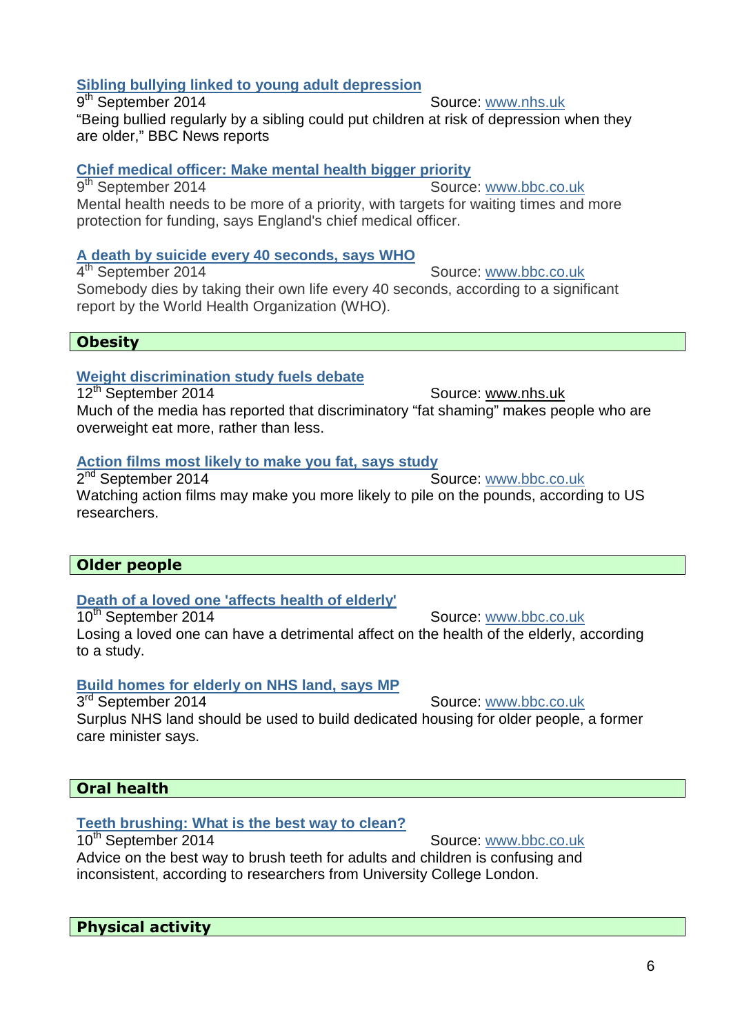### Sibling bullying linked to young adult depression

9th September 2014 Source: www.nhs.uk

"Being bullied regularly by a sibling could put children at risk of depression when they are older," BBC News reports

### Chief medical officer: Make mental health bigger priority

9th September 2014 Source: www.bbc.co.uk

Mental health needs to be more of a priority, with targets for waiting times and more protection for funding, says England's chief medical officer.

### A death by suicide every 40 seconds, says WHO

4th September 2014 Source: www.bbc.co.uk

Somebody dies by taking their own life every 40 seconds, according to a significant report by the World Health Organization (WHO).

## Obesity

### Weight discrimination study fuels debate

12th September 2014 Source: www.nhs.uk

Much of the media has reported that discriminatory "fat shaming" makes people who are overweight eat more, rather than less.

### Action films most likely to make you fat, says study

2nd September 2014 Source: www.bbc.co.uk

Watching action films may make you more likely to pile on the pounds, according to US researchers.

## Older people

### Death of a loved one 'affects health of elderly'

10th September 2014 Source: www.bbc.co.uk

Losing a loved one can have a detrimental affect on the health of the elderly, according to a study.

### Build homes for elderly on NHS land, says MP

3rd September 2014 Source: www.bbc.co.uk

Surplus NHS land should be used to build dedicated housing for older people, a former care minister says.

## Oral health

### Teeth brushing: What is the best way to clean?

10th September 2014 Source: www.bbc.co.uk

Advice on the best way to brush teeth for adults and children is confusing and inconsistent, according to researchers from University College London.

## Physical activity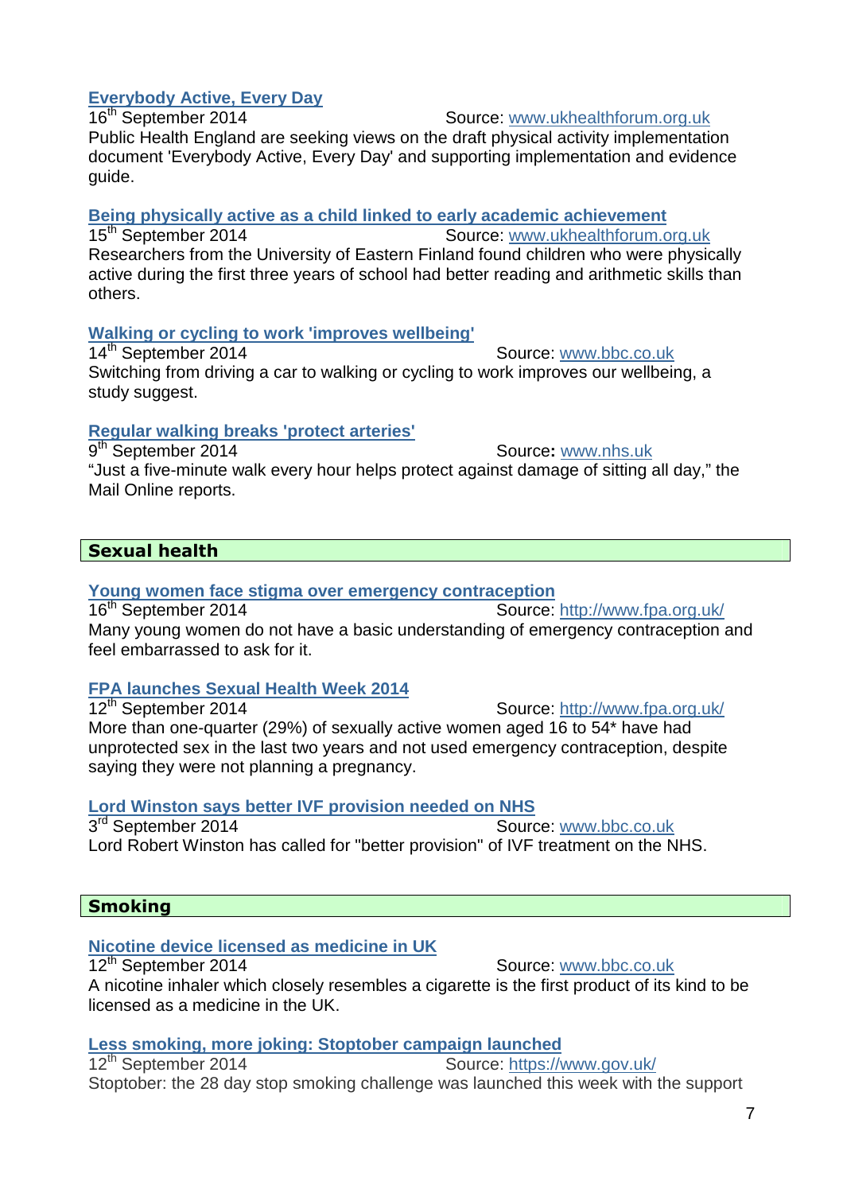**Everybody Active, Every Day**

16th September 2014 Source: www.ukhealthforum.org.uk

Public Health England are seeking views on the draft physical activity implementation document 'Everybody Active, Every Day' and supporting implementation and evidence guide.

**Being physically active as a child linked to early academic achievement**

15th September 2014 Source: www.ukhealthforum.org.uk

Researchers from the University of Eastern Finland found children who were physically active during the first three years of school had better reading and arithmetic skills than others.

**Walking or cycling to work 'improves wellbeing'**

14th September 2014 Source: www.bbc.co.uk

Switching from driving a car to walking or cycling to work improves our wellbeing, a study suggest.

**Regular walking breaks 'protect arteries'**

9th September 2014 Source: www.nhs.uk

"Just a five-minute walk every hour helps protect against damage of sitting all day," the Mail Online reports.

## Sexual health

**Young women face stigma over emergency contraception**

16th September 2014 Source: http://www.fpa.org.uk/

Many young women do not have a basic understanding of emergency contraception and feel embarrassed to ask for it.

**FPA launches Sexual Health Week 2014**

12th September 2014 Source: http://www.fpa.org.uk/

More than one-quarter (29%) of sexually active women aged 16 to 54* have had unprotected sex in the last two years and not used emergency contraception, despite saying they were not planning a pregnancy.

**Lord Winston says better IVF provision needed on NHS**

3rd September 2014 Source: www.bbc.co.uk

Lord Robert Winston has called for "better provision" of IVF treatment on the NHS.

## Smoking

**Nicotine device licensed as medicine in UK**

12th September 2014 Source: www.bbc.co.uk

A nicotine inhaler which closely resembles a cigarette is the first product of its kind to be licensed as a medicine in the UK.

**Less smoking, more joking: Stoptober campaign launched**

12th September 2014 Source: https://www.gov.uk/

Stoptober: the 28 day stop smoking challenge was launched this week with the support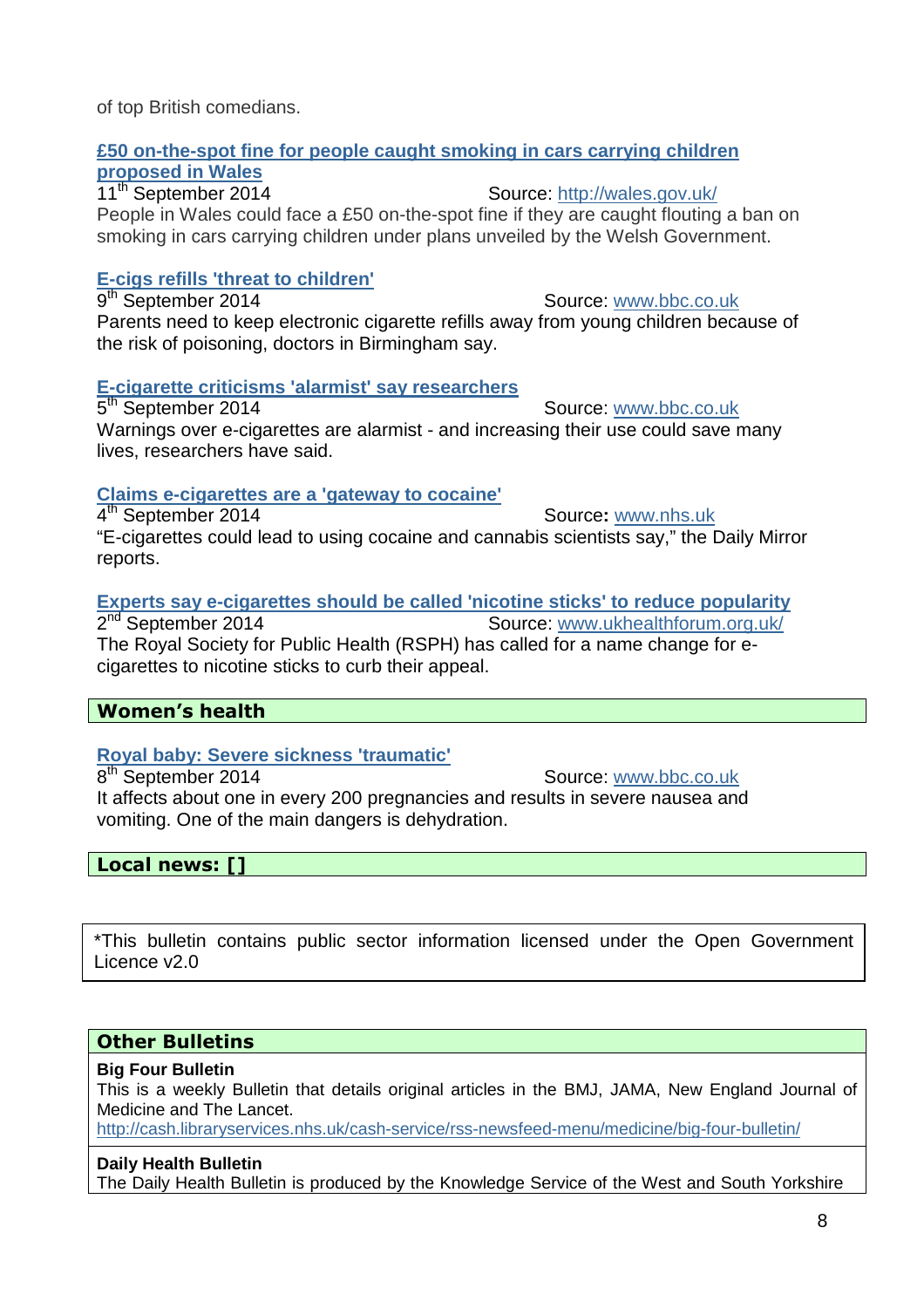of top British comedians.

**[£50 on-the-spot fine for people caught smoking in cars carrying children proposed in Wales]**
11th September 2014 Source: http://wales.gov.uk/
People in Wales could face a £50 on-the-spot fine if they are caught flouting a ban on smoking in cars carrying children under plans unveiled by the Welsh Government.

**[E-cigs refills 'threat to children']**
9th September 2014 Source: www.bbc.co.uk
Parents need to keep electronic cigarette refills away from young children because of the risk of poisoning, doctors in Birmingham say.

**[E-cigarette criticisms 'alarmist' say researchers]**
5th September 2014 Source: www.bbc.co.uk
Warnings over e-cigarettes are alarmist - and increasing their use could save many lives, researchers have said.

**[Claims e-cigarettes are a 'gateway to cocaine']**
4th September 2014 Source: www.nhs.uk
"E-cigarettes could lead to using cocaine and cannabis scientists say," the Daily Mirror reports.

**[Experts say e-cigarettes should be called 'nicotine sticks' to reduce popularity]**
2nd September 2014 Source: www.ukhealthforum.org.uk/
The Royal Society for Public Health (RSPH) has called for a name change for e-cigarettes to nicotine sticks to curb their appeal.

## Women's health

**[Royal baby: Severe sickness 'traumatic']**
8th September 2014 Source: www.bbc.co.uk
It affects about one in every 200 pregnancies and results in severe nausea and vomiting. One of the main dangers is dehydration.

## Local news: []

*This bulletin contains public sector information licensed under the Open Government Licence v2.0

## Other Bulletins

**Big Four Bulletin**
This is a weekly Bulletin that details original articles in the BMJ, JAMA, New England Journal of Medicine and The Lancet.
http://cash.libraryservices.nhs.uk/cash-service/rss-newsfeed-menu/medicine/big-four-bulletin/

**Daily Health Bulletin**
The Daily Health Bulletin is produced by the Knowledge Service of the West and South Yorkshire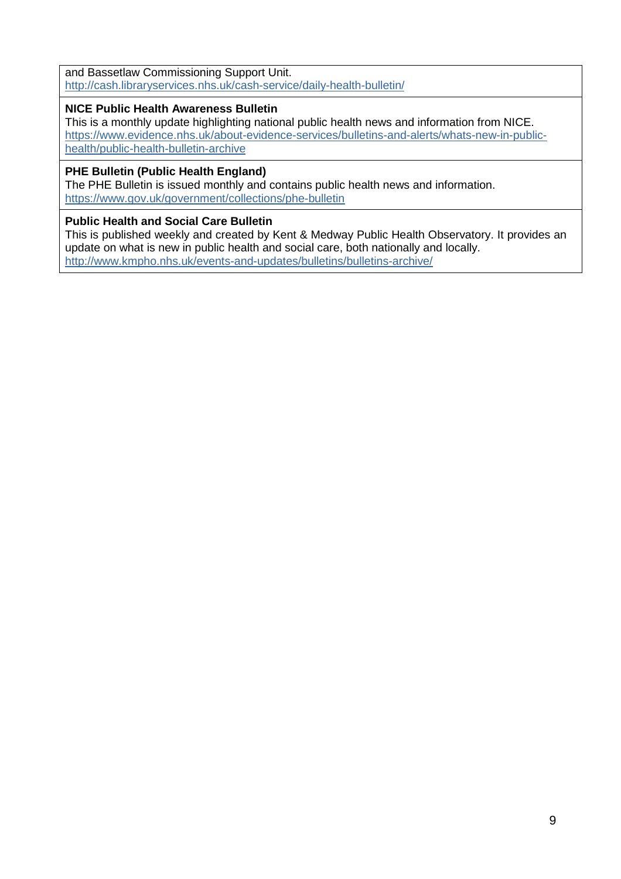and Bassetlaw Commissioning Support Unit.
http://cash.libraryservices.nhs.uk/cash-service/daily-health-bulletin/

**NICE Public Health Awareness Bulletin**

This is a monthly update highlighting national public health news and information from NICE.
https://www.evidence.nhs.uk/about-evidence-services/bulletins-and-alerts/whats-new-in-public-health/public-health-bulletin-archive

**PHE Bulletin (Public Health England)**

The PHE Bulletin is issued monthly and contains public health news and information.
https://www.gov.uk/government/collections/phe-bulletin

**Public Health and Social Care Bulletin**

This is published weekly and created by Kent & Medway Public Health Observatory. It provides an update on what is new in public health and social care, both nationally and locally.
http://www.kmpho.nhs.uk/events-and-updates/bulletins/bulletins-archive/